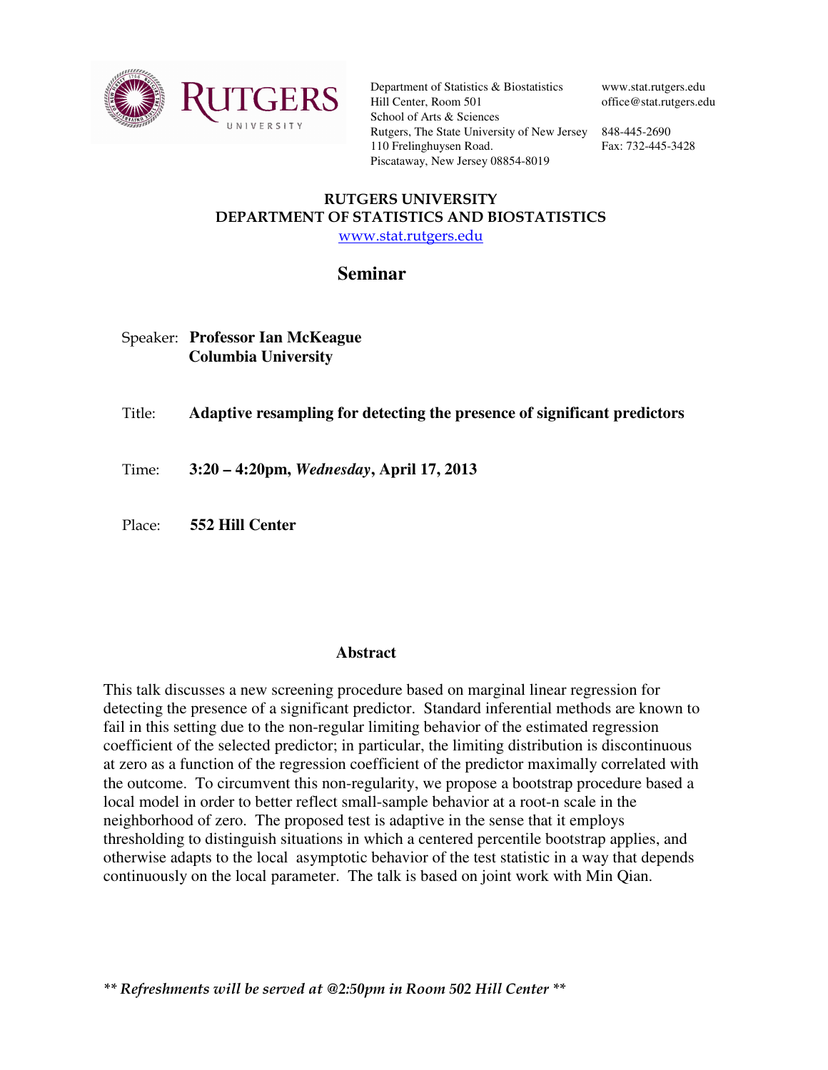RUTGERS UNIVERSITY

Department of Statistics & Biostatistics
Hill Center, Room 501
School of Arts & Sciences
Rutgers, The State University of New Jersey
110 Frelinghuysen Road.
Piscataway, New Jersey 08854-8019

www.stat.rutgers.edu
office@stat.rutgers.edu

848-445-2690
Fax: 732-445-3428

## RUTGERS UNIVERSITY
## DEPARTMENT OF STATISTICS AND BIOSTATISTICS

www.stat.rutgers.edu

# Seminar

Speaker: **Professor Ian McKeague**
**Columbia University**

Title: **Adaptive resampling for detecting the presence of significant predictors**

Time: **3:20 – 4:20pm, *Wednesday*, April 17, 2013**

Place: **552 Hill Center**

## Abstract

This talk discusses a new screening procedure based on marginal linear regression for detecting the presence of a significant predictor. Standard inferential methods are known to fail in this setting due to the non-regular limiting behavior of the estimated regression coefficient of the selected predictor; in particular, the limiting distribution is discontinuous at zero as a function of the regression coefficient of the predictor maximally correlated with the outcome. To circumvent this non-regularity, we propose a bootstrap procedure based a local model in order to better reflect small-sample behavior at a root-n scale in the neighborhood of zero. The proposed test is adaptive in the sense that it employs thresholding to distinguish situations in which a centered percentile bootstrap applies, and otherwise adapts to the local asymptotic behavior of the test statistic in a way that depends continuously on the local parameter. The talk is based on joint work with Min Qian.

***\*\* Refreshments will be served at @2:50pm in Room 502 Hill Center \*\****